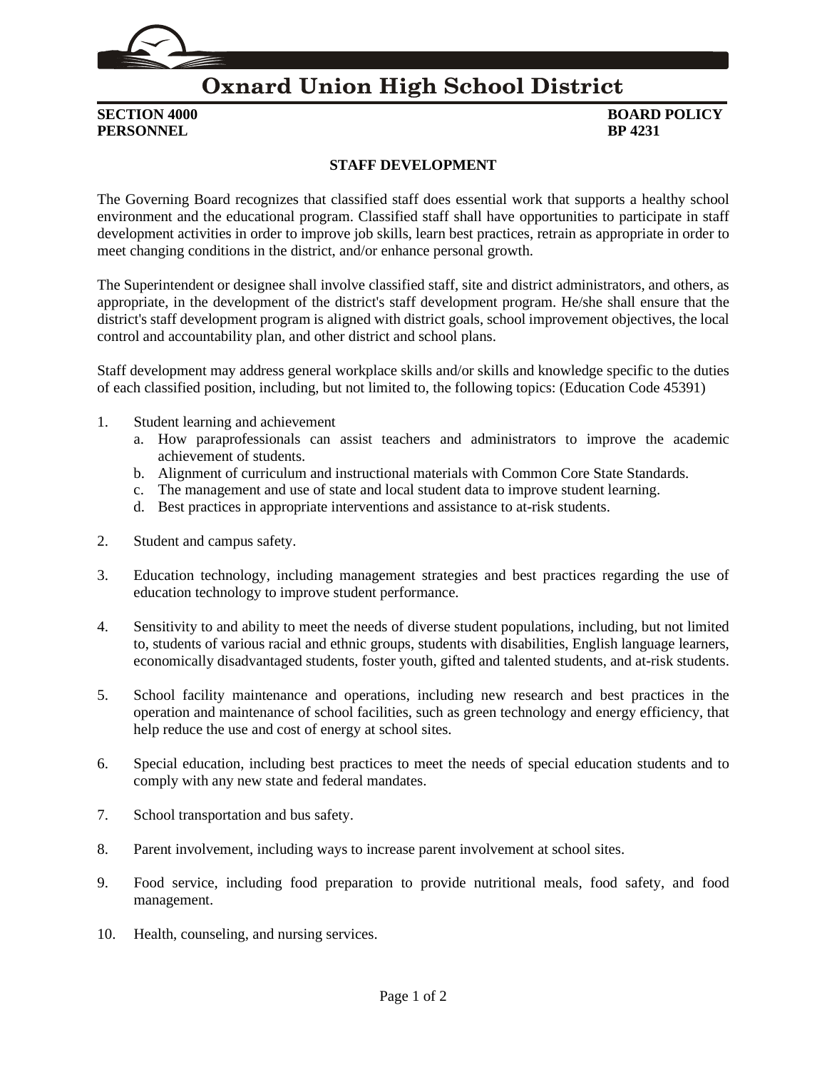# Oxnard Union High School District

**SECTION 4000** **BOARD POLICY**
**PERSONNEL** **BP 4231**

## STAFF DEVELOPMENT

The Governing Board recognizes that classified staff does essential work that supports a healthy school environment and the educational program. Classified staff shall have opportunities to participate in staff development activities in order to improve job skills, learn best practices, retrain as appropriate in order to meet changing conditions in the district, and/or enhance personal growth.

The Superintendent or designee shall involve classified staff, site and district administrators, and others, as appropriate, in the development of the district's staff development program. He/she shall ensure that the district's staff development program is aligned with district goals, school improvement objectives, the local control and accountability plan, and other district and school plans.

Staff development may address general workplace skills and/or skills and knowledge specific to the duties of each classified position, including, but not limited to, the following topics: (Education Code 45391)

1. Student learning and achievement
   a. How paraprofessionals can assist teachers and administrators to improve the academic achievement of students.
   b. Alignment of curriculum and instructional materials with Common Core State Standards.
   c. The management and use of state and local student data to improve student learning.
   d. Best practices in appropriate interventions and assistance to at-risk students.

2. Student and campus safety.

3. Education technology, including management strategies and best practices regarding the use of education technology to improve student performance.

4. Sensitivity to and ability to meet the needs of diverse student populations, including, but not limited to, students of various racial and ethnic groups, students with disabilities, English language learners, economically disadvantaged students, foster youth, gifted and talented students, and at-risk students.

5. School facility maintenance and operations, including new research and best practices in the operation and maintenance of school facilities, such as green technology and energy efficiency, that help reduce the use and cost of energy at school sites.

6. Special education, including best practices to meet the needs of special education students and to comply with any new state and federal mandates.

7. School transportation and bus safety.

8. Parent involvement, including ways to increase parent involvement at school sites.

9. Food service, including food preparation to provide nutritional meals, food safety, and food management.

10. Health, counseling, and nursing services.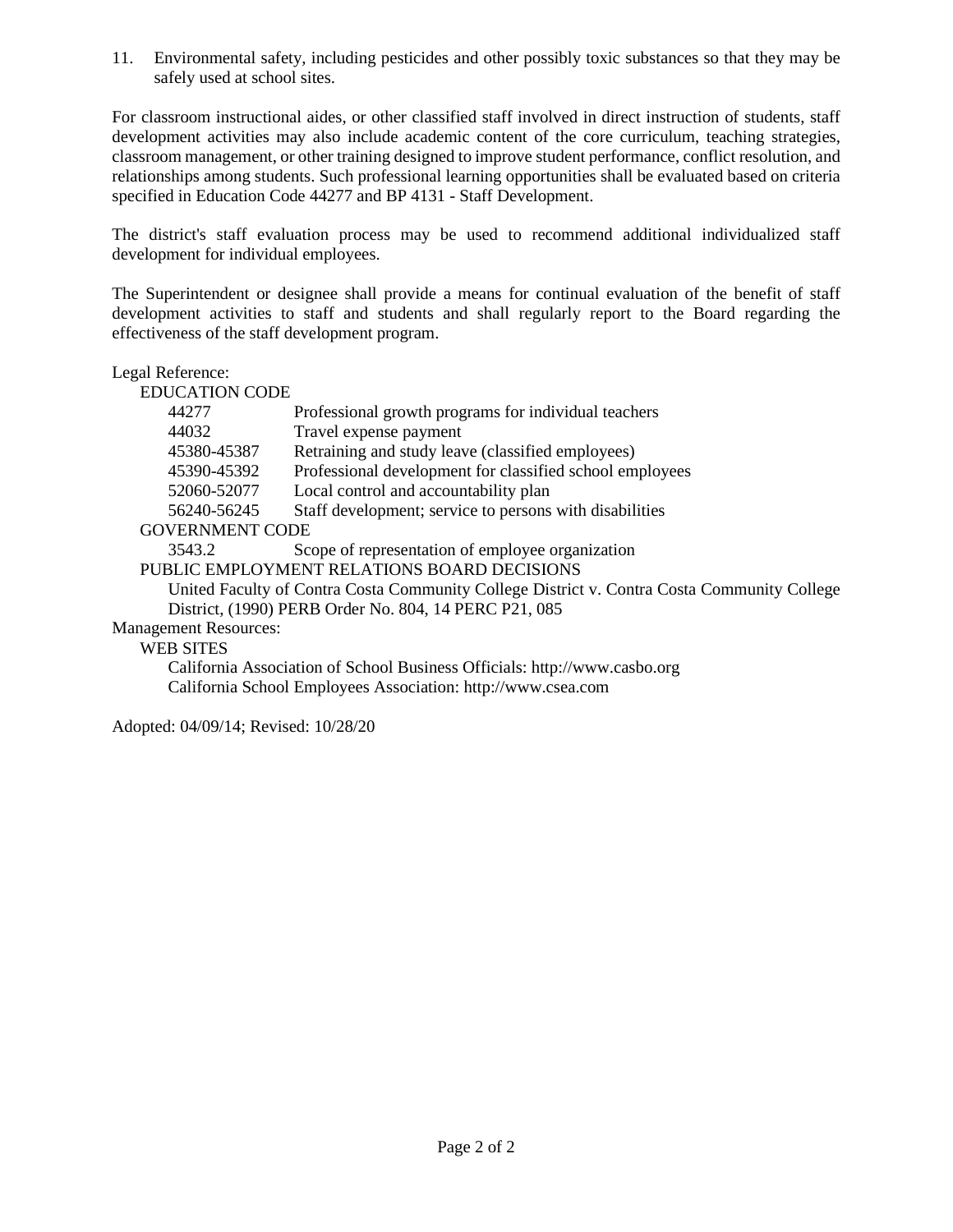11. Environmental safety, including pesticides and other possibly toxic substances so that they may be safely used at school sites.

For classroom instructional aides, or other classified staff involved in direct instruction of students, staff development activities may also include academic content of the core curriculum, teaching strategies, classroom management, or other training designed to improve student performance, conflict resolution, and relationships among students. Such professional learning opportunities shall be evaluated based on criteria specified in Education Code 44277 and BP 4131 - Staff Development.

The district's staff evaluation process may be used to recommend additional individualized staff development for individual employees.

The Superintendent or designee shall provide a means for continual evaluation of the benefit of staff development activities to staff and students and shall regularly report to the Board regarding the effectiveness of the staff development program.

Legal Reference:

EDUCATION CODE

| | |
|---|---|
| 44277 | Professional growth programs for individual teachers |
| 44032 | Travel expense payment |
| 45380-45387 | Retraining and study leave (classified employees) |
| 45390-45392 | Professional development for classified school employees |
| 52060-52077 | Local control and accountability plan |
| 56240-56245 | Staff development; service to persons with disabilities |

GOVERNMENT CODE

| | |
|---|---|
| 3543.2 | Scope of representation of employee organization |

PUBLIC EMPLOYMENT RELATIONS BOARD DECISIONS

United Faculty of Contra Costa Community College District v. Contra Costa Community College District, (1990) PERB Order No. 804, 14 PERC P21, 085

Management Resources:

WEB SITES

California Association of School Business Officials: http://www.casbo.org

California School Employees Association: http://www.csea.com

Adopted: 04/09/14; Revised: 10/28/20